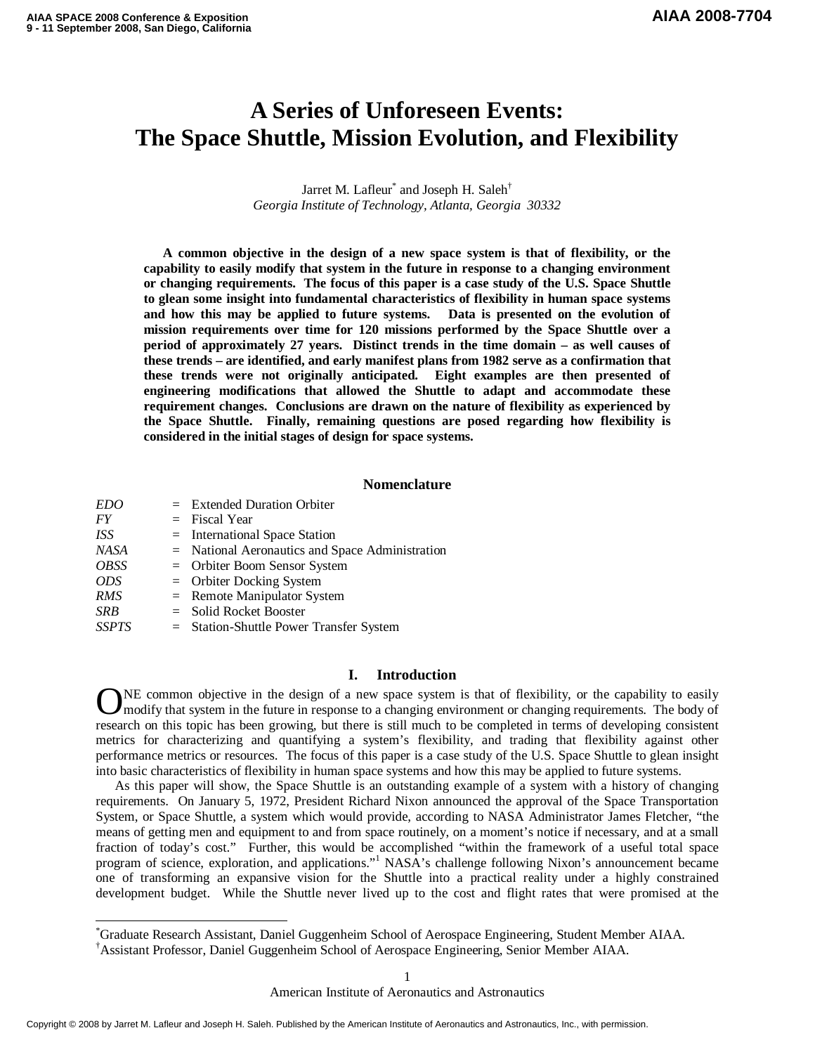# A Series of Unforeseen Events: The Space Shuttle, Mission Evolution, and Flexibility

Jarret M. Lafleur[*] and Joseph H. Saleh[†]
*Georgia Institute of Technology, Atlanta, Georgia 30332*

**A common objective in the design of a new space system is that of flexibility, or the capability to easily modify that system in the future in response to a changing environment or changing requirements. The focus of this paper is a case study of the U.S. Space Shuttle to glean some insight into fundamental characteristics of flexibility in human space systems and how this may be applied to future systems. Data is presented on the evolution of mission requirements over time for 120 missions performed by the Space Shuttle over a period of approximately 27 years. Distinct trends in the time domain – as well causes of these trends – are identified, and early manifest plans from 1982 serve as a confirmation that these trends were not originally anticipated. Eight examples are then presented of engineering modifications that allowed the Shuttle to adapt and accommodate these requirement changes. Conclusions are drawn on the nature of flexibility as experienced by the Space Shuttle. Finally, remaining questions are posed regarding how flexibility is considered in the initial stages of design for space systems.**

## Nomenclature

| | | |
|---|---|---|
| *EDO* | = | Extended Duration Orbiter |
| *FY* | = | Fiscal Year |
| *ISS* | = | International Space Station |
| *NASA* | = | National Aeronautics and Space Administration |
| *OBSS* | = | Orbiter Boom Sensor System |
| *ODS* | = | Orbiter Docking System |
| *RMS* | = | Remote Manipulator System |
| *SRB* | = | Solid Rocket Booster |
| *SSPTS* | = | Station-Shuttle Power Transfer System |

## I. Introduction

ONE common objective in the design of a new space system is that of flexibility, or the capability to easily modify that system in the future in response to a changing environment or changing requirements. The body of research on this topic has been growing, but there is still much to be completed in terms of developing consistent metrics for characterizing and quantifying a system's flexibility, and trading that flexibility against other performance metrics or resources. The focus of this paper is a case study of the U.S. Space Shuttle to glean insight into basic characteristics of flexibility in human space systems and how this may be applied to future systems.

As this paper will show, the Space Shuttle is an outstanding example of a system with a history of changing requirements. On January 5, 1972, President Richard Nixon announced the approval of the Space Transportation System, or Space Shuttle, a system which would provide, according to NASA Administrator James Fletcher, "the means of getting men and equipment to and from space routinely, on a moment's notice if necessary, and at a small fraction of today's cost." Further, this would be accomplished "within the framework of a useful total space program of science, exploration, and applications."[1] NASA's challenge following Nixon's announcement became one of transforming an expansive vision for the Shuttle into a practical reality under a highly constrained development budget. While the Shuttle never lived up to the cost and flight rates that were promised at the

[*] Graduate Research Assistant, Daniel Guggenheim School of Aerospace Engineering, Student Member AIAA.
[†] Assistant Professor, Daniel Guggenheim School of Aerospace Engineering, Senior Member AIAA.

Copyright © 2008 by Jarret M. Lafleur and Joseph H. Saleh. Published by the American Institute of Aeronautics and Astronautics, Inc., with permission.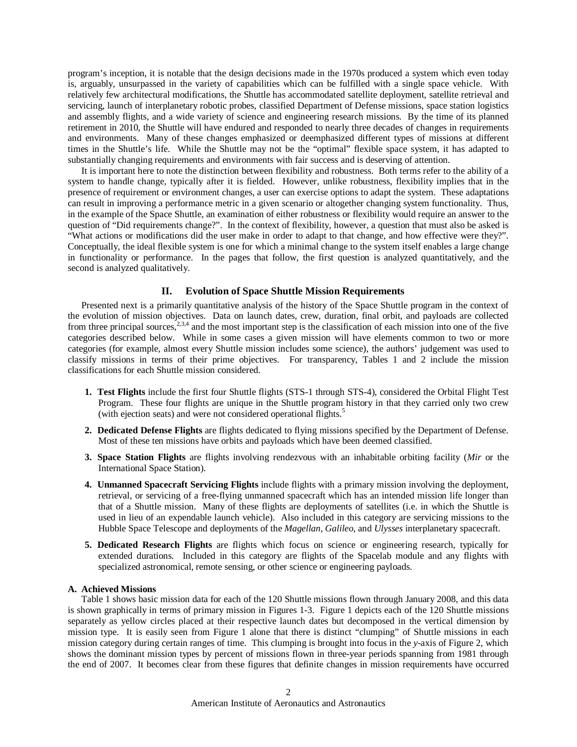program's inception, it is notable that the design decisions made in the 1970s produced a system which even today is, arguably, unsurpassed in the variety of capabilities which can be fulfilled with a single space vehicle. With relatively few architectural modifications, the Shuttle has accommodated satellite deployment, satellite retrieval and servicing, launch of interplanetary robotic probes, classified Department of Defense missions, space station logistics and assembly flights, and a wide variety of science and engineering research missions. By the time of its planned retirement in 2010, the Shuttle will have endured and responded to nearly three decades of changes in requirements and environments. Many of these changes emphasized or deemphasized different types of missions at different times in the Shuttle's life. While the Shuttle may not be the "optimal" flexible space system, it has adapted to substantially changing requirements and environments with fair success and is deserving of attention.

It is important here to note the distinction between flexibility and robustness. Both terms refer to the ability of a system to handle change, typically after it is fielded. However, unlike robustness, flexibility implies that in the presence of requirement or environment changes, a user can exercise options to adapt the system. These adaptations can result in improving a performance metric in a given scenario or altogether changing system functionality. Thus, in the example of the Space Shuttle, an examination of either robustness or flexibility would require an answer to the question of "Did requirements change?". In the context of flexibility, however, a question that must also be asked is "What actions or modifications did the user make in order to adapt to that change, and how effective were they?". Conceptually, the ideal flexible system is one for which a minimal change to the system itself enables a large change in functionality or performance. In the pages that follow, the first question is analyzed quantitatively, and the second is analyzed qualitatively.

## II. Evolution of Space Shuttle Mission Requirements

Presented next is a primarily quantitative analysis of the history of the Space Shuttle program in the context of the evolution of mission objectives. Data on launch dates, crew, duration, final orbit, and payloads are collected from three principal sources,[2,3,4] and the most important step is the classification of each mission into one of the five categories described below. While in some cases a given mission will have elements common to two or more categories (for example, almost every Shuttle mission includes some science), the authors' judgement was used to classify missions in terms of their prime objectives. For transparency, Tables 1 and 2 include the mission classifications for each Shuttle mission considered.

1. **Test Flights** include the first four Shuttle flights (STS-1 through STS-4), considered the Orbital Flight Test Program. These four flights are unique in the Shuttle program history in that they carried only two crew (with ejection seats) and were not considered operational flights.[5]

2. **Dedicated Defense Flights** are flights dedicated to flying missions specified by the Department of Defense. Most of these ten missions have orbits and payloads which have been deemed classified.

3. **Space Station Flights** are flights involving rendezvous with an inhabitable orbiting facility (*Mir* or the International Space Station).

4. **Unmanned Spacecraft Servicing Flights** include flights with a primary mission involving the deployment, retrieval, or servicing of a free-flying unmanned spacecraft which has an intended mission life longer than that of a Shuttle mission. Many of these flights are deployments of satellites (i.e. in which the Shuttle is used in lieu of an expendable launch vehicle). Also included in this category are servicing missions to the Hubble Space Telescope and deployments of the *Magellan*, *Galileo*, and *Ulysses* interplanetary spacecraft.

5. **Dedicated Research Flights** are flights which focus on science or engineering research, typically for extended durations. Included in this category are flights of the Spacelab module and any flights with specialized astronomical, remote sensing, or other science or engineering payloads.

### A. Achieved Missions

Table 1 shows basic mission data for each of the 120 Shuttle missions flown through January 2008, and this data is shown graphically in terms of primary mission in Figures 1-3. Figure 1 depicts each of the 120 Shuttle missions separately as yellow circles placed at their respective launch dates but decomposed in the vertical dimension by mission type. It is easily seen from Figure 1 alone that there is distinct "clumping" of Shuttle missions in each mission category during certain ranges of time. This clumping is brought into focus in the *y*-axis of Figure 2, which shows the dominant mission types by percent of missions flown in three-year periods spanning from 1981 through the end of 2007. It becomes clear from these figures that definite changes in mission requirements have occurred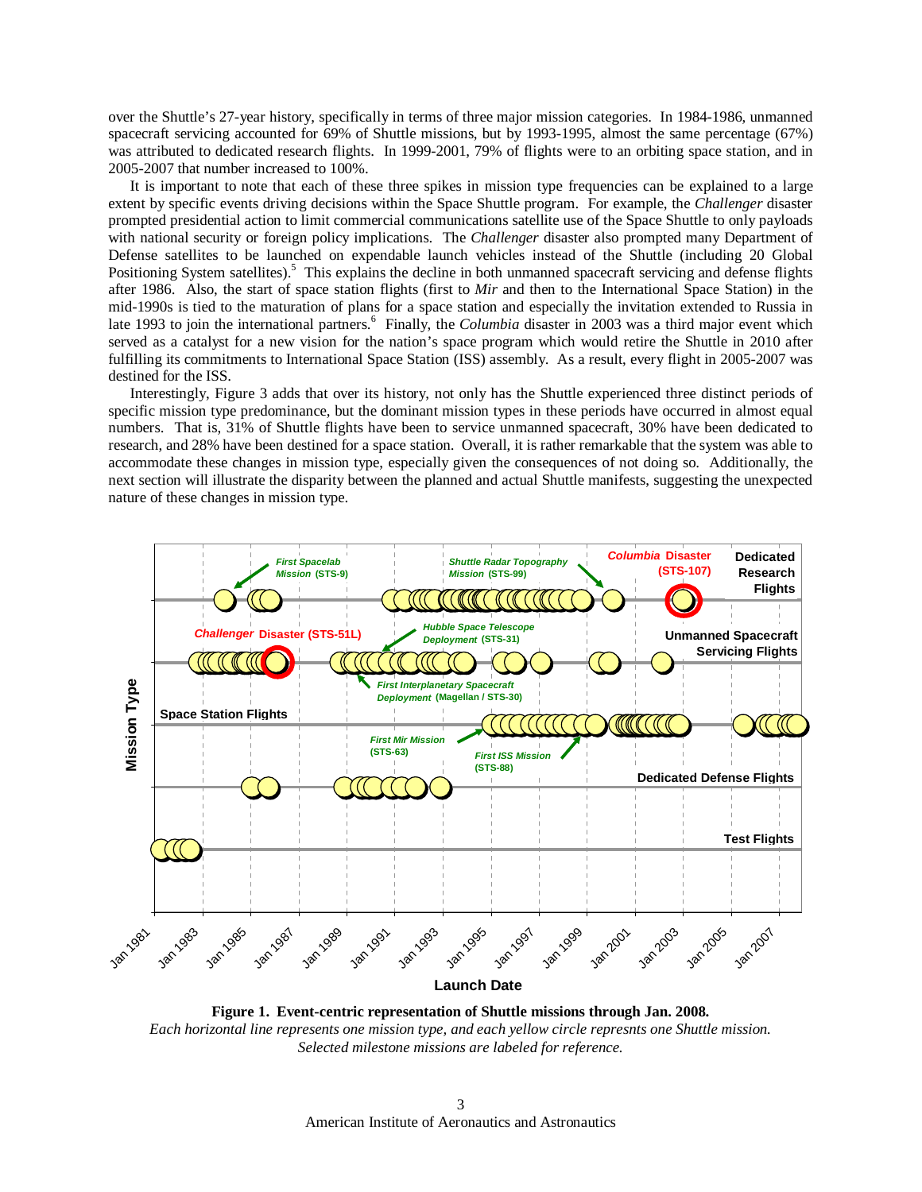over the Shuttle's 27-year history, specifically in terms of three major mission categories. In 1984-1986, unmanned spacecraft servicing accounted for 69% of Shuttle missions, but by 1993-1995, almost the same percentage (67%) was attributed to dedicated research flights. In 1999-2001, 79% of flights were to an orbiting space station, and in 2005-2007 that number increased to 100%.

It is important to note that each of these three spikes in mission type frequencies can be explained to a large extent by specific events driving decisions within the Space Shuttle program. For example, the *Challenger* disaster prompted presidential action to limit commercial communications satellite use of the Space Shuttle to only payloads with national security or foreign policy implications. The *Challenger* disaster also prompted many Department of Defense satellites to be launched on expendable launch vehicles instead of the Shuttle (including 20 Global Positioning System satellites).[5] This explains the decline in both unmanned spacecraft servicing and defense flights after 1986. Also, the start of space station flights (first to *Mir* and then to the International Space Station) in the mid-1990s is tied to the maturation of plans for a space station and especially the invitation extended to Russia in late 1993 to join the international partners.[6] Finally, the *Columbia* disaster in 2003 was a third major event which served as a catalyst for a new vision for the nation's space program which would retire the Shuttle in 2010 after fulfilling its commitments to International Space Station (ISS) assembly. As a result, every flight in 2005-2007 was destined for the ISS.

Interestingly, Figure 3 adds that over its history, not only has the Shuttle experienced three distinct periods of specific mission type predominance, but the dominant mission types in these periods have occurred in almost equal numbers. That is, 31% of Shuttle flights have been to service unmanned spacecraft, 30% have been dedicated to research, and 28% have been destined for a space station. Overall, it is rather remarkable that the system was able to accommodate these changes in mission type, especially given the consequences of not doing so. Additionally, the next section will illustrate the disparity between the planned and actual Shuttle manifests, suggesting the unexpected nature of these changes in mission type.

**Figure 1. Event-centric representation of Shuttle missions through Jan. 2008.**
*Each horizontal line represents one mission type, and each yellow circle represnts one Shuttle mission. Selected milestone missions are labeled for reference.*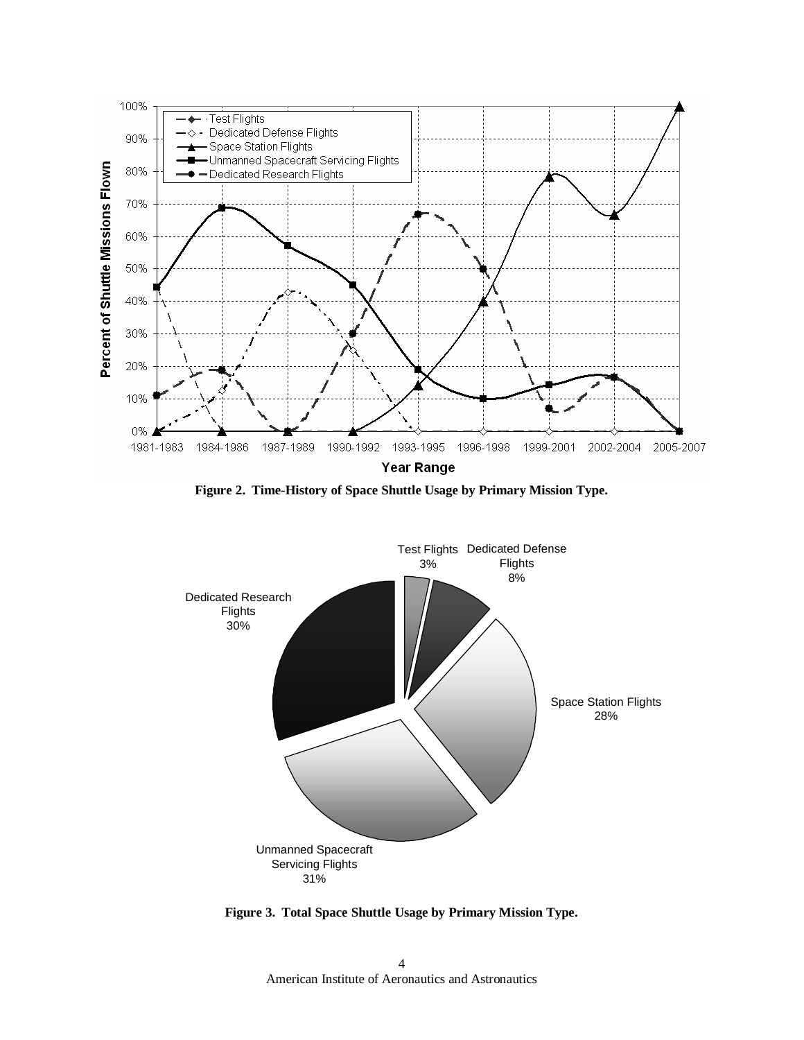Figure 2. Time-History of Space Shuttle Usage by Primary Mission Type.

Figure 3. Total Space Shuttle Usage by Primary Mission Type.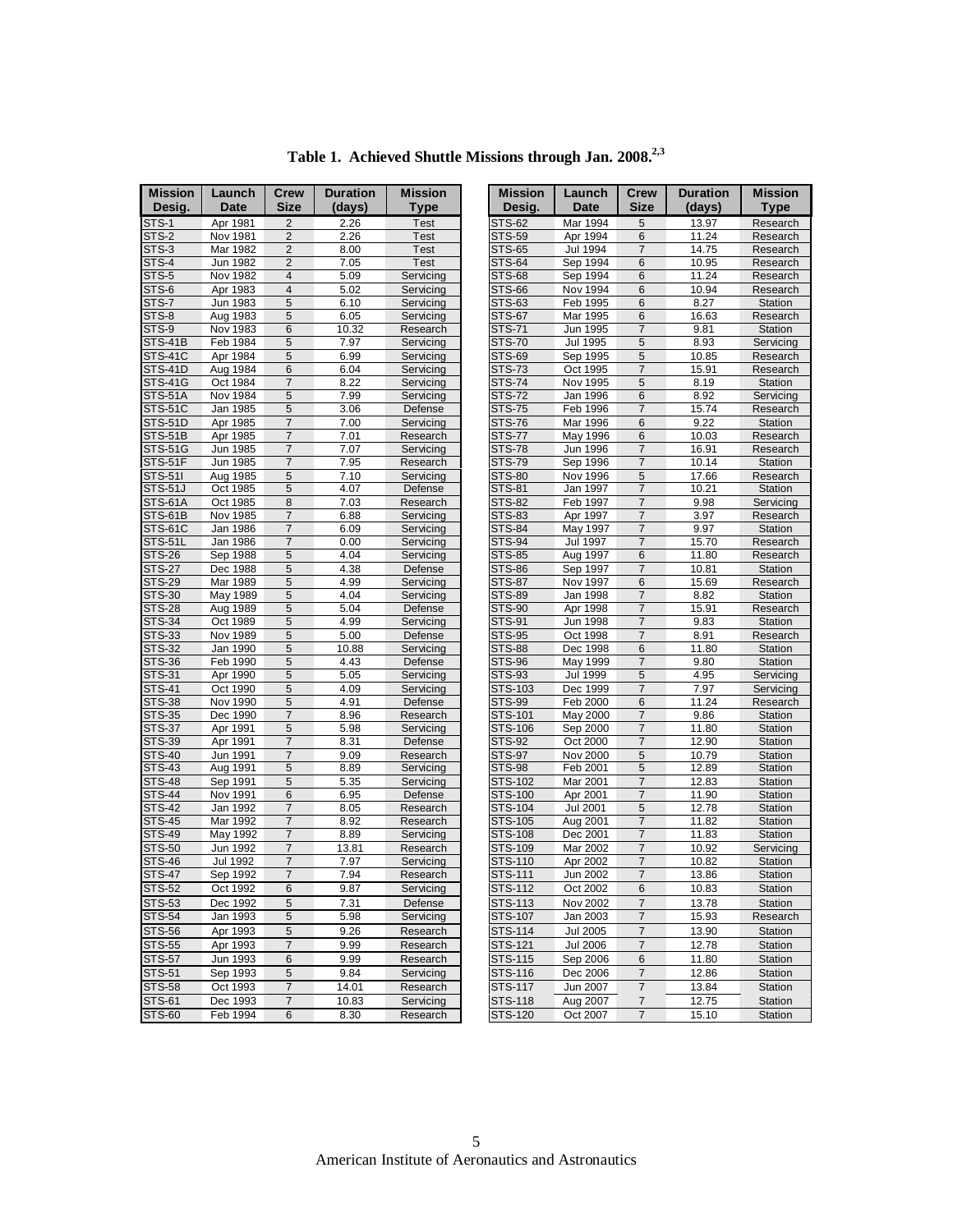**Table 1. Achieved Shuttle Missions through Jan. 2008.[2,3]**

| Mission Desig. | Launch Date | Crew Size | Duration (days) | Mission Type |
|---|---|---|---|---|
| STS-1 | Apr 1981 | 2 | 2.26 | Test |
| STS-2 | Nov 1981 | 2 | 2.26 | Test |
| STS-3 | Mar 1982 | 2 | 8.00 | Test |
| STS-4 | Jun 1982 | 2 | 7.05 | Test |
| STS-5 | Nov 1982 | 4 | 5.09 | Servicing |
| STS-6 | Apr 1983 | 4 | 5.02 | Servicing |
| STS-7 | Jun 1983 | 5 | 6.10 | Servicing |
| STS-8 | Aug 1983 | 5 | 6.05 | Servicing |
| STS-9 | Nov 1983 | 6 | 10.32 | Research |
| STS-41B | Feb 1984 | 5 | 7.97 | Servicing |
| STS-41C | Apr 1984 | 5 | 6.99 | Servicing |
| STS-41D | Aug 1984 | 6 | 6.04 | Servicing |
| STS-41G | Oct 1984 | 7 | 8.22 | Servicing |
| STS-51A | Nov 1984 | 5 | 7.99 | Servicing |
| STS-51C | Jan 1985 | 5 | 3.06 | Defense |
| STS-51D | Apr 1985 | 7 | 7.00 | Servicing |
| STS-51B | Apr 1985 | 7 | 7.01 | Research |
| STS-51G | Jun 1985 | 7 | 7.07 | Servicing |
| STS-51F | Jun 1985 | 7 | 7.95 | Research |
| STS-51I | Aug 1985 | 5 | 7.10 | Servicing |
| STS-51J | Oct 1985 | 5 | 4.07 | Defense |
| STS-61A | Oct 1985 | 8 | 7.03 | Research |
| STS-61B | Nov 1985 | 7 | 6.88 | Servicing |
| STS-61C | Jan 1986 | 7 | 6.09 | Servicing |
| STS-51L | Jan 1986 | 7 | 0.00 | Servicing |
| STS-26 | Sep 1988 | 5 | 4.04 | Servicing |
| STS-27 | Dec 1988 | 5 | 4.38 | Defense |
| STS-29 | Mar 1989 | 5 | 4.99 | Servicing |
| STS-30 | May 1989 | 5 | 4.04 | Servicing |
| STS-28 | Aug 1989 | 5 | 5.04 | Defense |
| STS-34 | Oct 1989 | 5 | 4.99 | Servicing |
| STS-33 | Nov 1989 | 5 | 5.00 | Defense |
| STS-32 | Jan 1990 | 5 | 10.88 | Servicing |
| STS-36 | Feb 1990 | 5 | 4.43 | Defense |
| STS-31 | Apr 1990 | 5 | 5.05 | Servicing |
| STS-41 | Oct 1990 | 5 | 4.09 | Servicing |
| STS-38 | Nov 1990 | 5 | 4.91 | Defense |
| STS-35 | Dec 1990 | 7 | 8.96 | Research |
| STS-37 | Apr 1991 | 5 | 5.98 | Servicing |
| STS-39 | Apr 1991 | 7 | 8.31 | Defense |
| STS-40 | Jun 1991 | 7 | 9.09 | Research |
| STS-43 | Aug 1991 | 5 | 8.89 | Servicing |
| STS-48 | Sep 1991 | 5 | 5.35 | Servicing |
| STS-44 | Nov 1991 | 6 | 6.95 | Defense |
| STS-42 | Jan 1992 | 7 | 8.05 | Research |
| STS-45 | Mar 1992 | 7 | 8.92 | Research |
| STS-49 | May 1992 | 7 | 8.89 | Servicing |
| STS-50 | Jun 1992 | 7 | 13.81 | Research |
| STS-46 | Jul 1992 | 7 | 7.97 | Servicing |
| STS-47 | Sep 1992 | 7 | 7.94 | Research |
| STS-52 | Oct 1992 | 6 | 9.87 | Servicing |
| STS-53 | Dec 1992 | 5 | 7.31 | Defense |
| STS-54 | Jan 1993 | 5 | 5.98 | Servicing |
| STS-56 | Apr 1993 | 5 | 9.26 | Research |
| STS-55 | Apr 1993 | 7 | 9.99 | Research |
| STS-57 | Jun 1993 | 6 | 9.99 | Research |
| STS-51 | Sep 1993 | 5 | 9.84 | Servicing |
| STS-58 | Oct 1993 | 7 | 14.01 | Research |
| STS-61 | Dec 1993 | 7 | 10.83 | Servicing |
| STS-60 | Feb 1994 | 6 | 8.30 | Research |
| STS-62 | Mar 1994 | 5 | 13.97 | Research |
| STS-59 | Apr 1994 | 6 | 11.24 | Research |
| STS-65 | Jul 1994 | 7 | 14.75 | Research |
| STS-64 | Sep 1994 | 6 | 10.95 | Research |
| STS-68 | Sep 1994 | 6 | 11.24 | Research |
| STS-66 | Nov 1994 | 6 | 10.94 | Research |
| STS-63 | Feb 1995 | 6 | 8.27 | Station |
| STS-67 | Mar 1995 | 6 | 16.63 | Research |
| STS-71 | Jun 1995 | 7 | 9.81 | Station |
| STS-70 | Jul 1995 | 5 | 8.93 | Servicing |
| STS-69 | Sep 1995 | 5 | 10.85 | Research |
| STS-73 | Oct 1995 | 7 | 15.91 | Research |
| STS-74 | Nov 1995 | 5 | 8.19 | Station |
| STS-72 | Jan 1996 | 6 | 8.92 | Servicing |
| STS-75 | Feb 1996 | 7 | 15.74 | Research |
| STS-76 | Mar 1996 | 6 | 9.22 | Station |
| STS-77 | May 1996 | 6 | 10.03 | Research |
| STS-78 | Jun 1996 | 7 | 16.91 | Research |
| STS-79 | Sep 1996 | 7 | 10.14 | Station |
| STS-80 | Nov 1996 | 5 | 17.66 | Research |
| STS-81 | Jan 1997 | 7 | 10.21 | Station |
| STS-82 | Feb 1997 | 7 | 9.98 | Servicing |
| STS-83 | Apr 1997 | 7 | 3.97 | Research |
| STS-84 | May 1997 | 7 | 9.97 | Station |
| STS-94 | Jul 1997 | 7 | 15.70 | Research |
| STS-85 | Aug 1997 | 6 | 11.80 | Research |
| STS-86 | Sep 1997 | 7 | 10.81 | Station |
| STS-87 | Nov 1997 | 6 | 15.69 | Research |
| STS-89 | Jan 1998 | 7 | 8.82 | Station |
| STS-90 | Apr 1998 | 7 | 15.91 | Research |
| STS-91 | Jun 1998 | 7 | 9.83 | Station |
| STS-95 | Oct 1998 | 7 | 8.91 | Research |
| STS-88 | Dec 1998 | 6 | 11.80 | Station |
| STS-96 | May 1999 | 7 | 9.80 | Station |
| STS-93 | Jul 1999 | 5 | 4.95 | Servicing |
| STS-103 | Dec 1999 | 7 | 7.97 | Servicing |
| STS-99 | Feb 2000 | 6 | 11.24 | Research |
| STS-101 | May 2000 | 7 | 9.86 | Station |
| STS-106 | Sep 2000 | 7 | 11.80 | Station |
| STS-92 | Oct 2000 | 7 | 12.90 | Station |
| STS-97 | Nov 2000 | 5 | 10.79 | Station |
| STS-98 | Feb 2001 | 5 | 12.89 | Station |
| STS-102 | Mar 2001 | 7 | 12.83 | Station |
| STS-100 | Apr 2001 | 7 | 11.90 | Station |
| STS-104 | Jul 2001 | 5 | 12.78 | Station |
| STS-105 | Aug 2001 | 7 | 11.82 | Station |
| STS-108 | Dec 2001 | 7 | 11.83 | Station |
| STS-109 | Mar 2002 | 7 | 10.92 | Servicing |
| STS-110 | Apr 2002 | 7 | 10.82 | Station |
| STS-111 | Jun 2002 | 7 | 13.86 | Station |
| STS-112 | Oct 2002 | 6 | 10.83 | Station |
| STS-113 | Nov 2002 | 7 | 13.78 | Station |
| STS-107 | Jan 2003 | 7 | 15.93 | Research |
| STS-114 | Jul 2005 | 7 | 13.90 | Station |
| STS-121 | Jul 2006 | 7 | 12.78 | Station |
| STS-115 | Sep 2006 | 6 | 11.80 | Station |
| STS-116 | Dec 2006 | 7 | 12.86 | Station |
| STS-117 | Jun 2007 | 7 | 13.84 | Station |
| STS-118 | Aug 2007 | 7 | 12.75 | Station |
| STS-120 | Oct 2007 | 7 | 15.10 | Station |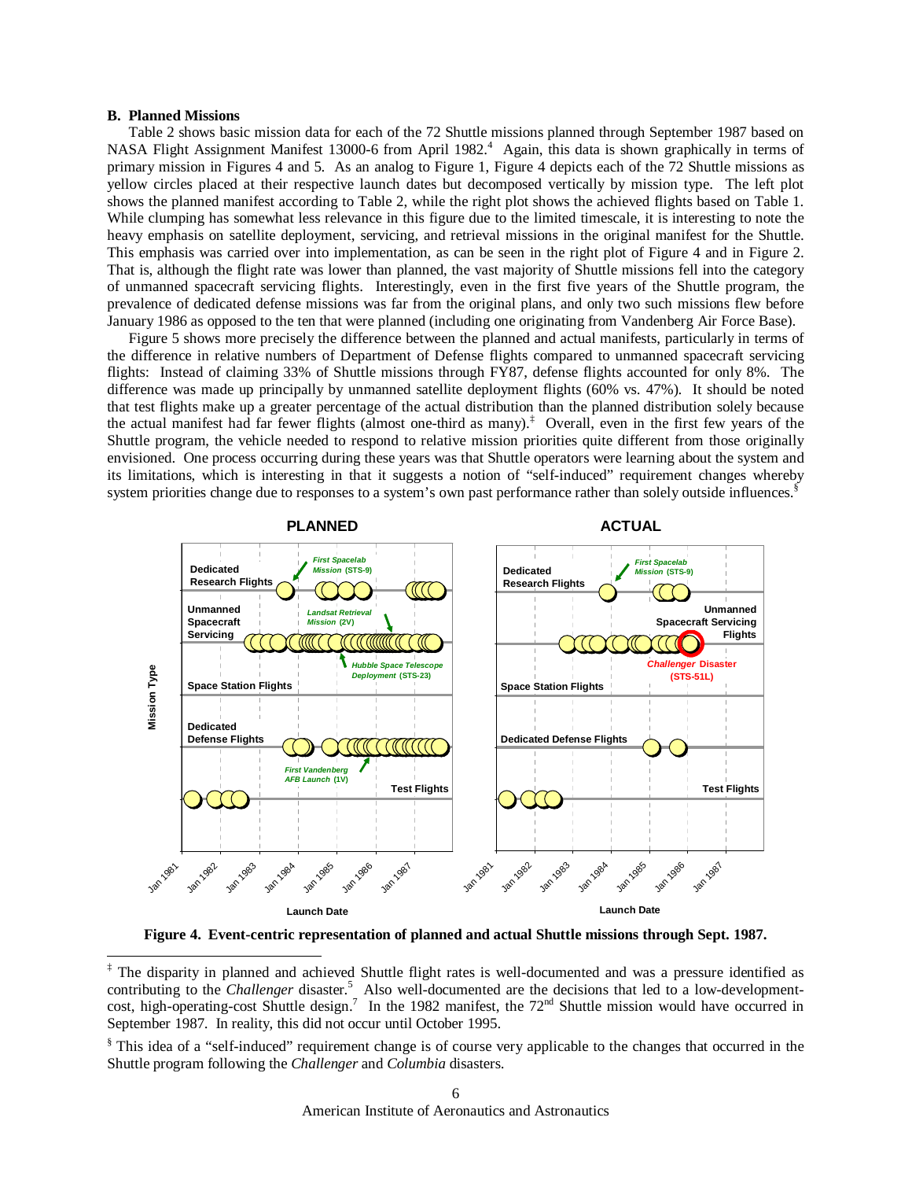### B. Planned Missions

Table 2 shows basic mission data for each of the 72 Shuttle missions planned through September 1987 based on NASA Flight Assignment Manifest 13000-6 from April 1982.[4] Again, this data is shown graphically in terms of primary mission in Figures 4 and 5. As an analog to Figure 1, Figure 4 depicts each of the 72 Shuttle missions as yellow circles placed at their respective launch dates but decomposed vertically by mission type. The left plot shows the planned manifest according to Table 2, while the right plot shows the achieved flights based on Table 1. While clumping has somewhat less relevance in this figure due to the limited timescale, it is interesting to note the heavy emphasis on satellite deployment, servicing, and retrieval missions in the original manifest for the Shuttle. This emphasis was carried over into implementation, as can be seen in the right plot of Figure 4 and in Figure 2. That is, although the flight rate was lower than planned, the vast majority of Shuttle missions fell into the category of unmanned spacecraft servicing flights. Interestingly, even in the first five years of the Shuttle program, the prevalence of dedicated defense missions was far from the original plans, and only two such missions flew before January 1986 as opposed to the ten that were planned (including one originating from Vandenberg Air Force Base).

Figure 5 shows more precisely the difference between the planned and actual manifests, particularly in terms of the difference in relative numbers of Department of Defense flights compared to unmanned spacecraft servicing flights: Instead of claiming 33% of Shuttle missions through FY87, defense flights accounted for only 8%. The difference was made up principally by unmanned satellite deployment flights (60% vs. 47%). It should be noted that test flights make up a greater percentage of the actual distribution than the planned distribution solely because the actual manifest had far fewer flights (almost one-third as many).[‡] Overall, even in the first few years of the Shuttle program, the vehicle needed to respond to relative mission priorities quite different from those originally envisioned. One process occurring during these years was that Shuttle operators were learning about the system and its limitations, which is interesting in that it suggests a notion of "self-induced" requirement changes whereby system priorities change due to responses to a system's own past performance rather than solely outside influences.[§]

**Figure 4. Event-centric representation of planned and actual Shuttle missions through Sept. 1987.**

---

[‡] The disparity in planned and achieved Shuttle flight rates is well-documented and was a pressure identified as contributing to the *Challenger* disaster.[5] Also well-documented are the decisions that led to a low-development-cost, high-operating-cost Shuttle design.[7] In the 1982 manifest, the 72[nd] Shuttle mission would have occurred in September 1987. In reality, this did not occur until October 1995.

[§] This idea of a "self-induced" requirement change is of course very applicable to the changes that occurred in the Shuttle program following the *Challenger* and *Columbia* disasters.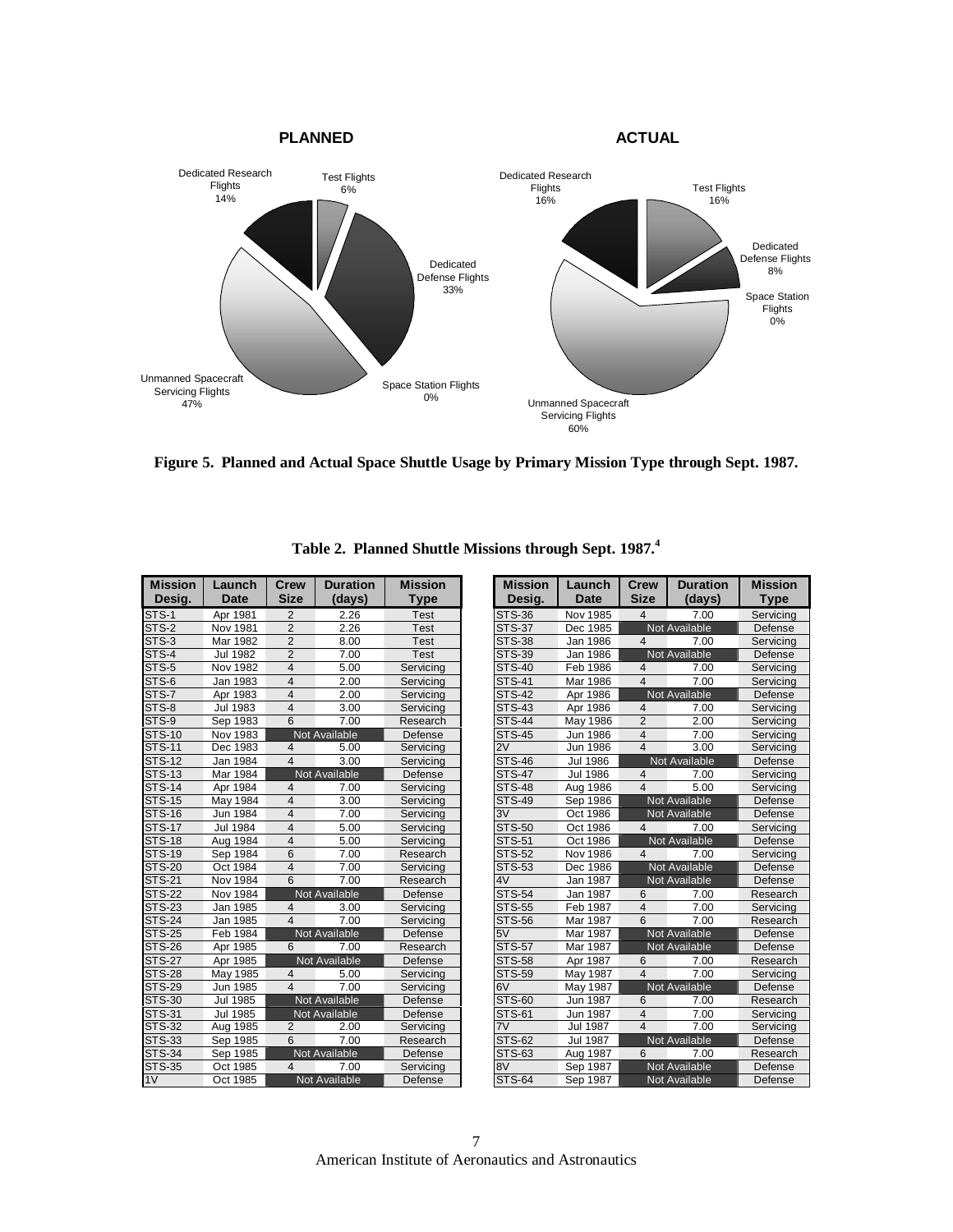**PLANNED**

Dedicated Research Flights 14%
Test Flights 6%
Dedicated Defense Flights 33%
Space Station Flights 0%
Unmanned Spacecraft Servicing Flights 47%

**ACTUAL**

Dedicated Research Flights 16%
Test Flights 16%
Dedicated Defense Flights 8%
Space Station Flights 0%
Unmanned Spacecraft Servicing Flights 60%

**Figure 5. Planned and Actual Space Shuttle Usage by Primary Mission Type through Sept. 1987.**

**Table 2. Planned Shuttle Missions through Sept. 1987.**[4]

| Mission Desig. | Launch Date | Crew Size | Duration (days) | Mission Type |
|---|---|---|---|---|
| STS-1 | Apr 1981 | 2 | 2.26 | Test |
| STS-2 | Nov 1981 | 2 | 2.26 | Test |
| STS-3 | Mar 1982 | 2 | 8.00 | Test |
| STS-4 | Jul 1982 | 2 | 7.00 | Test |
| STS-5 | Nov 1982 | 4 | 5.00 | Servicing |
| STS-6 | Jan 1983 | 4 | 2.00 | Servicing |
| STS-7 | Apr 1983 | 4 | 2.00 | Servicing |
| STS-8 | Jul 1983 | 4 | 3.00 | Servicing |
| STS-9 | Sep 1983 | 6 | 7.00 | Research |
| STS-10 | Nov 1983 | Not Available | | Defense |
| STS-11 | Dec 1983 | 4 | 5.00 | Servicing |
| STS-12 | Jan 1984 | 4 | 3.00 | Servicing |
| STS-13 | Mar 1984 | Not Available | | Defense |
| STS-14 | Apr 1984 | 4 | 7.00 | Servicing |
| STS-15 | May 1984 | 4 | 3.00 | Servicing |
| STS-16 | Jun 1984 | 4 | 7.00 | Servicing |
| STS-17 | Jul 1984 | 4 | 5.00 | Servicing |
| STS-18 | Aug 1984 | 4 | 5.00 | Servicing |
| STS-19 | Sep 1984 | 6 | 7.00 | Research |
| STS-20 | Oct 1984 | 4 | 7.00 | Servicing |
| STS-21 | Nov 1984 | 6 | 7.00 | Research |
| STS-22 | Nov 1984 | Not Available | | Defense |
| STS-23 | Jan 1985 | 4 | 3.00 | Servicing |
| STS-24 | Jan 1985 | 4 | 7.00 | Servicing |
| STS-25 | Feb 1984 | Not Available | | Defense |
| STS-26 | Apr 1985 | 6 | 7.00 | Research |
| STS-27 | Apr 1985 | Not Available | | Defense |
| STS-28 | May 1985 | 4 | 5.00 | Servicing |
| STS-29 | Jun 1985 | 4 | 7.00 | Servicing |
| STS-30 | Jul 1985 | Not Available | | Defense |
| STS-31 | Jul 1985 | Not Available | | Defense |
| STS-32 | Aug 1985 | 2 | 2.00 | Servicing |
| STS-33 | Sep 1985 | 6 | 7.00 | Research |
| STS-34 | Sep 1985 | Not Available | | Defense |
| STS-35 | Oct 1985 | 4 | 7.00 | Servicing |
| 1V | Oct 1985 | Not Available | | Defense |
| STS-36 | Nov 1985 | 4 | 7.00 | Servicing |
| STS-37 | Dec 1985 | Not Available | | Defense |
| STS-38 | Jan 1986 | 4 | 7.00 | Servicing |
| STS-39 | Jan 1986 | Not Available | | Defense |
| STS-40 | Feb 1986 | 4 | 7.00 | Servicing |
| STS-41 | Mar 1986 | 4 | 7.00 | Servicing |
| STS-42 | Apr 1986 | Not Available | | Defense |
| STS-43 | Apr 1986 | 4 | 7.00 | Servicing |
| STS-44 | May 1986 | 2 | 2.00 | Servicing |
| STS-45 | Jun 1986 | 4 | 7.00 | Servicing |
| 2V | Jun 1986 | 4 | 3.00 | Servicing |
| STS-46 | Jul 1986 | Not Available | | Defense |
| STS-47 | Jul 1986 | 4 | 7.00 | Servicing |
| STS-48 | Aug 1986 | 4 | 5.00 | Servicing |
| STS-49 | Sep 1986 | Not Available | | Defense |
| 3V | Oct 1986 | Not Available | | Defense |
| STS-50 | Oct 1986 | 4 | 7.00 | Servicing |
| STS-51 | Oct 1986 | Not Available | | Defense |
| STS-52 | Nov 1986 | 4 | 7.00 | Servicing |
| STS-53 | Dec 1986 | Not Available | | Defense |
| 4V | Jan 1987 | Not Available | | Defense |
| STS-54 | Jan 1987 | 6 | 7.00 | Research |
| STS-55 | Feb 1987 | 4 | 7.00 | Servicing |
| STS-56 | Mar 1987 | 6 | 7.00 | Research |
| 5V | Mar 1987 | Not Available | | Defense |
| STS-57 | Mar 1987 | Not Available | | Defense |
| STS-58 | Apr 1987 | 6 | 7.00 | Research |
| STS-59 | May 1987 | 4 | 7.00 | Servicing |
| 6V | May 1987 | Not Available | | Defense |
| STS-60 | Jun 1987 | 6 | 7.00 | Research |
| STS-61 | Jun 1987 | 4 | 7.00 | Servicing |
| 7V | Jul 1987 | 4 | 7.00 | Servicing |
| STS-62 | Jul 1987 | Not Available | | Defense |
| STS-63 | Aug 1987 | 6 | 7.00 | Research |
| 8V | Sep 1987 | Not Available | | Defense |
| STS-64 | Sep 1987 | Not Available | | Defense |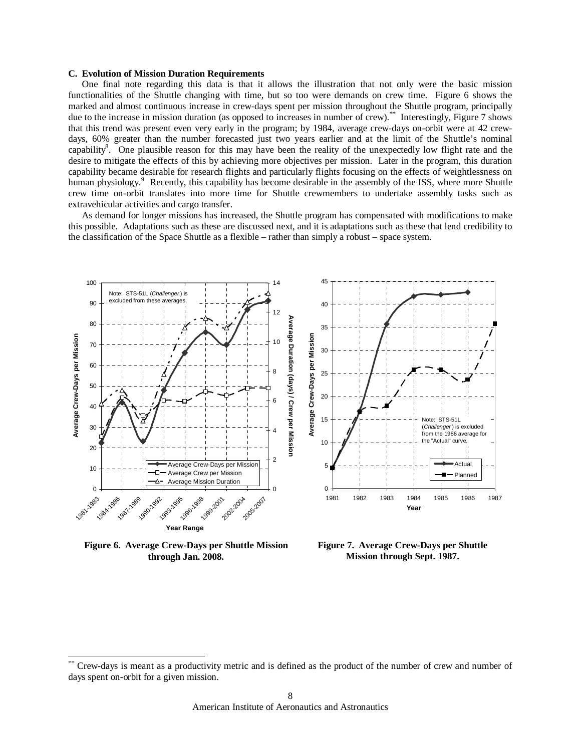### C. Evolution of Mission Duration Requirements

One final note regarding this data is that it allows the illustration that not only were the basic mission functionalities of the Shuttle changing with time, but so too were demands on crew time. Figure 6 shows the marked and almost continuous increase in crew-days spent per mission throughout the Shuttle program, principally due to the increase in mission duration (as opposed to increases in number of crew).[**] Interestingly, Figure 7 shows that this trend was present even very early in the program; by 1984, average crew-days on-orbit were at 42 crew-days, 60% greater than the number forecasted just two years earlier and at the limit of the Shuttle's nominal capability[8]. One plausible reason for this may have been the reality of the unexpectedly low flight rate and the desire to mitigate the effects of this by achieving more objectives per mission. Later in the program, this duration capability became desirable for research flights and particularly flights focusing on the effects of weightlessness on human physiology.[9] Recently, this capability has become desirable in the assembly of the ISS, where more Shuttle crew time on-orbit translates into more time for Shuttle crewmembers to undertake assembly tasks such as extravehicular activities and cargo transfer.

As demand for longer missions has increased, the Shuttle program has compensated with modifications to make this possible. Adaptations such as these are discussed next, and it is adaptations such as these that lend credibility to the classification of the Space Shuttle as a flexible – rather than simply a robust – space system.

**Figure 6. Average Crew-Days per Shuttle Mission through Jan. 2008.**

**Figure 7. Average Crew-Days per Shuttle Mission through Sept. 1987.**

[**] Crew-days is meant as a productivity metric and is defined as the product of the number of crew and number of days spent on-orbit for a given mission.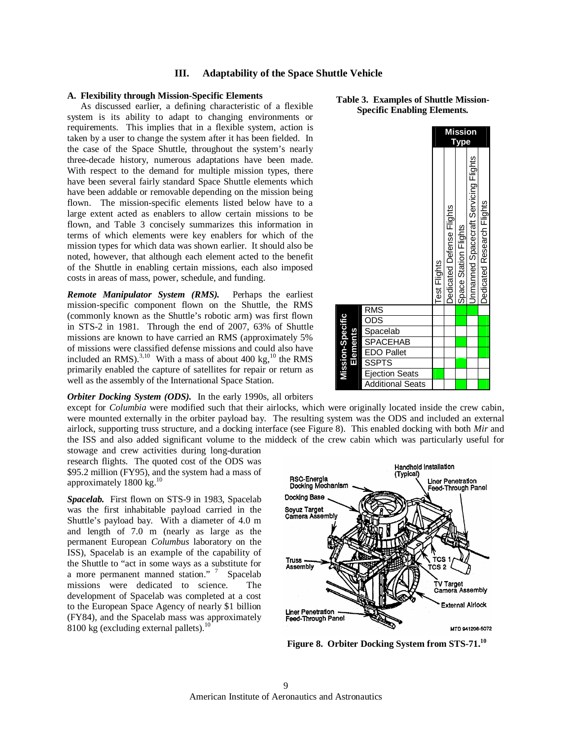## III. Adaptability of the Space Shuttle Vehicle

### A. Flexibility through Mission-Specific Elements

As discussed earlier, a defining characteristic of a flexible system is its ability to adapt to changing environments or requirements. This implies that in a flexible system, action is taken by a user to change the system after it has been fielded. In the case of the Space Shuttle, throughout the system's nearly three-decade history, numerous adaptations have been made. With respect to the demand for multiple mission types, there have been several fairly standard Space Shuttle elements which have been addable or removable depending on the mission being flown. The mission-specific elements listed below have to a large extent acted as enablers to allow certain missions to be flown, and Table 3 concisely summarizes this information in terms of which elements were key enablers for which of the mission types for which data was shown earlier. It should also be noted, however, that although each element acted to the benefit of the Shuttle in enabling certain missions, each also imposed costs in areas of mass, power, schedule, and funding.

**Table 3. Examples of Shuttle Mission-Specific Enabling Elements.**

| Mission-Specific Elements | Mission Type: Test Flights | Dedicated Defense Flights | Space Station Flights | Unmanned Spacecraft Servicing Flights | Dedicated Research Flights |
|---|---|---|---|---|---|
| RMS | | | ✓ | ✓ | |
| ODS | | | ✓ | | ✓ |
| Spacelab | | | | | ✓ |
| SPACEHAB | | | ✓ | | ✓ |
| EDO Pallet | | | | | ✓ |
| SSPTS | | | ✓ | | |
| Ejection Seats | ✓ | | | | |
| Additional Seats | | | | | ✓ |

***Remote Manipulator System (RMS).*** Perhaps the earliest mission-specific component flown on the Shuttle, the RMS (commonly known as the Shuttle's robotic arm) was first flown in STS-2 in 1981. Through the end of 2007, 63% of Shuttle missions are known to have carried an RMS (approximately 5% of missions were classified defense missions and could also have included an RMS).[3,10] With a mass of about 400 kg,[10] the RMS primarily enabled the capture of satellites for repair or return as well as the assembly of the International Space Station.

***Orbiter Docking System (ODS).*** In the early 1990s, all orbiters except for *Columbia* were modified such that their airlocks, which were originally located inside the crew cabin, were mounted externally in the orbiter payload bay. The resulting system was the ODS and included an external airlock, supporting truss structure, and a docking interface (see Figure 8). This enabled docking with both *Mir* and the ISS and also added significant volume to the middeck of the crew cabin which was particularly useful for stowage and crew activities during long-duration research flights. The quoted cost of the ODS was \$95.2 million (FY95), and the system had a mass of approximately 1800 kg.[10]

***Spacelab.*** First flown on STS-9 in 1983, Spacelab was the first inhabitable payload carried in the Shuttle's payload bay. With a diameter of 4.0 m and length of 7.0 m (nearly as large as the permanent European *Columbus* laboratory on the ISS), Spacelab is an example of the capability of the Shuttle to "act in some ways as a substitute for a more permanent manned station."[7] Spacelab missions were dedicated to science. The development of Spacelab was completed at a cost to the European Space Agency of nearly \$1 billion (FY84), and the Spacelab mass was approximately 8100 kg (excluding external pallets).[10]

**Figure 8. Orbiter Docking System from STS-71.[10]**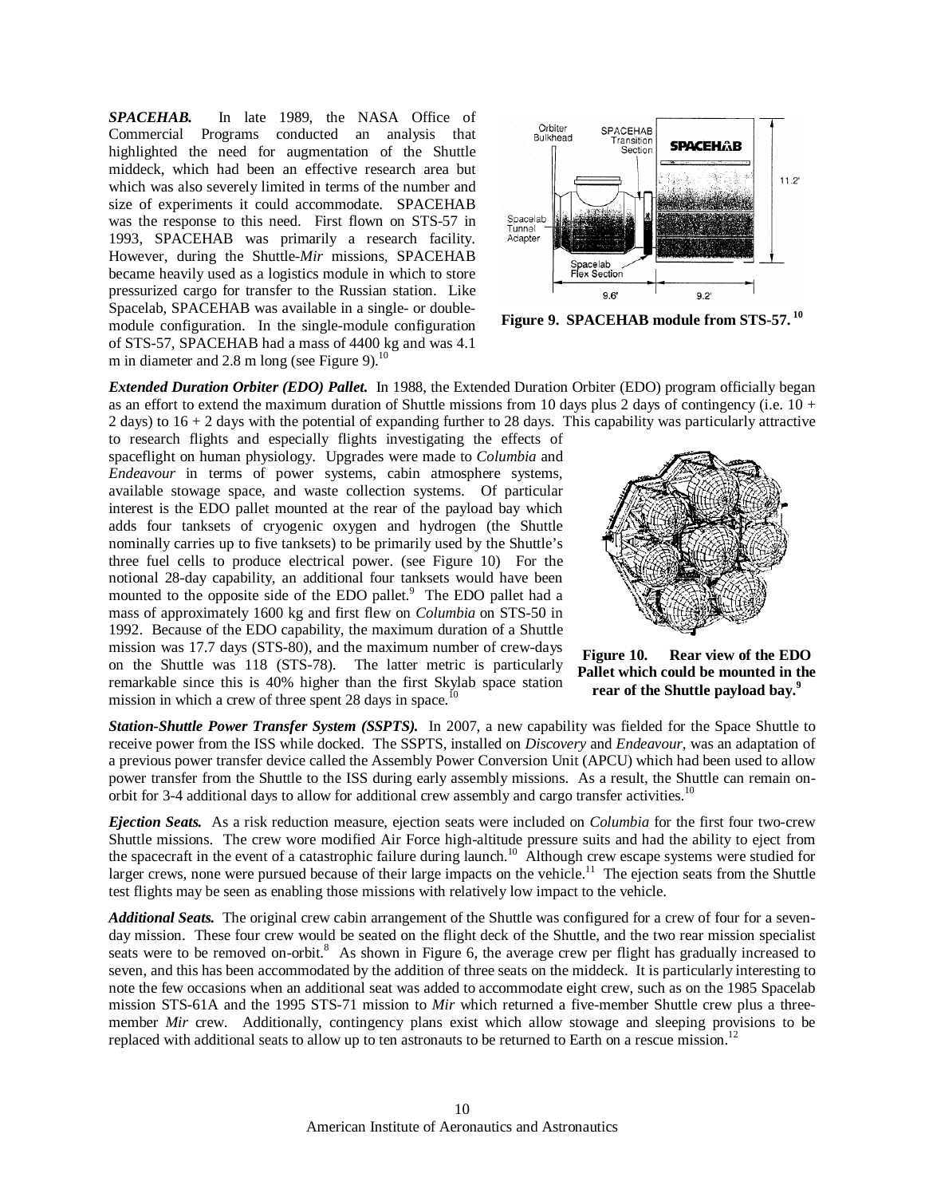***SPACEHAB.*** In late 1989, the NASA Office of Commercial Programs conducted an analysis that highlighted the need for augmentation of the Shuttle middeck, which had been an effective research area but which was also severely limited in terms of the number and size of experiments it could accommodate. SPACEHAB was the response to this need. First flown on STS-57 in 1993, SPACEHAB was primarily a research facility. However, during the Shuttle-*Mir* missions, SPACEHAB became heavily used as a logistics module in which to store pressurized cargo for transfer to the Russian station. Like Spacelab, SPACEHAB was available in a single- or double-module configuration. In the single-module configuration of STS-57, SPACEHAB had a mass of 4400 kg and was 4.1 m in diameter and 2.8 m long (see Figure 9).[10]

**Figure 9. SPACEHAB module from STS-57.[10]**

***Extended Duration Orbiter (EDO) Pallet.*** In 1988, the Extended Duration Orbiter (EDO) program officially began as an effort to extend the maximum duration of Shuttle missions from 10 days plus 2 days of contingency (i.e. 10 + 2 days) to 16 + 2 days with the potential of expanding further to 28 days. This capability was particularly attractive to research flights and especially flights investigating the effects of spaceflight on human physiology. Upgrades were made to *Columbia* and *Endeavour* in terms of power systems, cabin atmosphere systems, available stowage space, and waste collection systems. Of particular interest is the EDO pallet mounted at the rear of the payload bay which adds four tanksets of cryogenic oxygen and hydrogen (the Shuttle nominally carries up to five tanksets) to be primarily used by the Shuttle's three fuel cells to produce electrical power. (see Figure 10) For the notional 28-day capability, an additional four tanksets would have been mounted to the opposite side of the EDO pallet.[9] The EDO pallet had a mass of approximately 1600 kg and first flew on *Columbia* on STS-50 in 1992. Because of the EDO capability, the maximum duration of a Shuttle mission was 17.7 days (STS-80), and the maximum number of crew-days on the Shuttle was 118 (STS-78). The latter metric is particularly remarkable since this is 40% higher than the first Skylab space station mission in which a crew of three spent 28 days in space.[10]

**Figure 10. Rear view of the EDO Pallet which could be mounted in the rear of the Shuttle payload bay.[9]**

***Station-Shuttle Power Transfer System (SSPTS).*** In 2007, a new capability was fielded for the Space Shuttle to receive power from the ISS while docked. The SSPTS, installed on *Discovery* and *Endeavour*, was an adaptation of a previous power transfer device called the Assembly Power Conversion Unit (APCU) which had been used to allow power transfer from the Shuttle to the ISS during early assembly missions. As a result, the Shuttle can remain on-orbit for 3-4 additional days to allow for additional crew assembly and cargo transfer activities.[10]

***Ejection Seats.*** As a risk reduction measure, ejection seats were included on *Columbia* for the first four two-crew Shuttle missions. The crew wore modified Air Force high-altitude pressure suits and had the ability to eject from the spacecraft in the event of a catastrophic failure during launch.[10] Although crew escape systems were studied for larger crews, none were pursued because of their large impacts on the vehicle.[11] The ejection seats from the Shuttle test flights may be seen as enabling those missions with relatively low impact to the vehicle.

***Additional Seats.*** The original crew cabin arrangement of the Shuttle was configured for a crew of four for a seven-day mission. These four crew would be seated on the flight deck of the Shuttle, and the two rear mission specialist seats were to be removed on-orbit.[8] As shown in Figure 6, the average crew per flight has gradually increased to seven, and this has been accommodated by the addition of three seats on the middeck. It is particularly interesting to note the few occasions when an additional seat was added to accommodate eight crew, such as on the 1985 Spacelab mission STS-61A and the 1995 STS-71 mission to *Mir* which returned a five-member Shuttle crew plus a three-member *Mir* crew. Additionally, contingency plans exist which allow stowage and sleeping provisions to be replaced with additional seats to allow up to ten astronauts to be returned to Earth on a rescue mission.[12]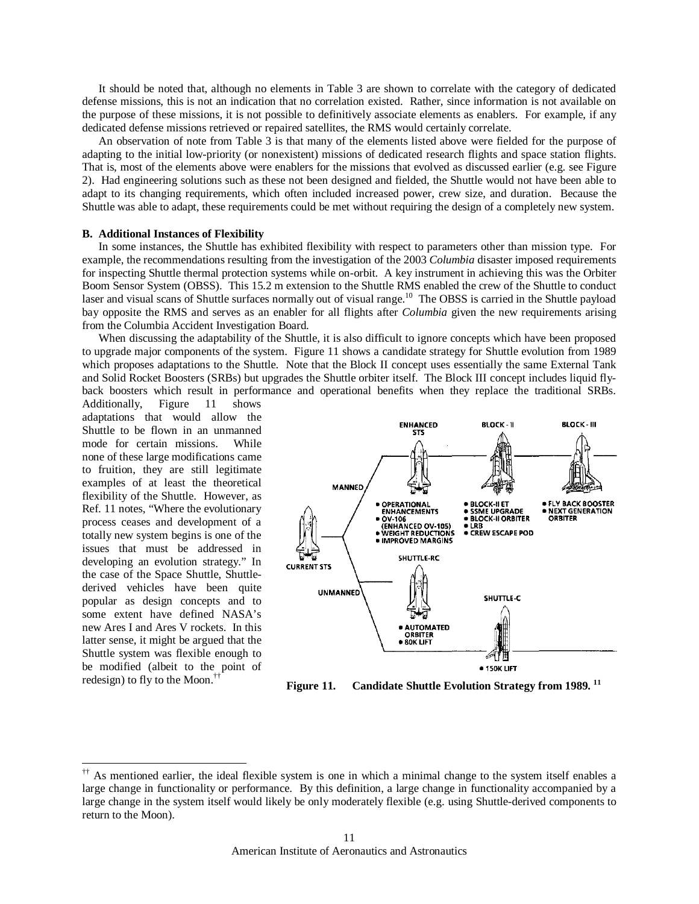It should be noted that, although no elements in Table 3 are shown to correlate with the category of dedicated defense missions, this is not an indication that no correlation existed. Rather, since information is not available on the purpose of these missions, it is not possible to definitively associate elements as enablers. For example, if any dedicated defense missions retrieved or repaired satellites, the RMS would certainly correlate.

An observation of note from Table 3 is that many of the elements listed above were fielded for the purpose of adapting to the initial low-priority (or nonexistent) missions of dedicated research flights and space station flights. That is, most of the elements above were enablers for the missions that evolved as discussed earlier (e.g. see Figure 2). Had engineering solutions such as these not been designed and fielded, the Shuttle would not have been able to adapt to its changing requirements, which often included increased power, crew size, and duration. Because the Shuttle was able to adapt, these requirements could be met without requiring the design of a completely new system.

### B. Additional Instances of Flexibility

In some instances, the Shuttle has exhibited flexibility with respect to parameters other than mission type. For example, the recommendations resulting from the investigation of the 2003 *Columbia* disaster imposed requirements for inspecting Shuttle thermal protection systems while on-orbit. A key instrument in achieving this was the Orbiter Boom Sensor System (OBSS). This 15.2 m extension to the Shuttle RMS enabled the crew of the Shuttle to conduct laser and visual scans of Shuttle surfaces normally out of visual range.[10] The OBSS is carried in the Shuttle payload bay opposite the RMS and serves as an enabler for all flights after *Columbia* given the new requirements arising from the Columbia Accident Investigation Board.

When discussing the adaptability of the Shuttle, it is also difficult to ignore concepts which have been proposed to upgrade major components of the system. Figure 11 shows a candidate strategy for Shuttle evolution from 1989 which proposes adaptations to the Shuttle. Note that the Block II concept uses essentially the same External Tank and Solid Rocket Boosters (SRBs) but upgrades the Shuttle orbiter itself. The Block III concept includes liquid fly-back boosters which result in performance and operational benefits when they replace the traditional SRBs. Additionally, Figure 11 shows adaptations that would allow the Shuttle to be flown in an unmanned mode for certain missions. While none of these large modifications came to fruition, they are still legitimate examples of at least the theoretical flexibility of the Shuttle. However, as Ref. 11 notes, "Where the evolutionary process ceases and development of a totally new system begins is one of the issues that must be addressed in developing an evolution strategy." In the case of the Space Shuttle, Shuttle-derived vehicles have been quite popular as design concepts and to some extent have defined NASA's new Ares I and Ares V rockets. In this latter sense, it might be argued that the Shuttle system was flexible enough to be modified (albeit to the point of redesign) to fly to the Moon.[††]

**Figure 11. Candidate Shuttle Evolution Strategy from 1989.** [11]

[††] As mentioned earlier, the ideal flexible system is one in which a minimal change to the system itself enables a large change in functionality or performance. By this definition, a large change in functionality accompanied by a large change in the system itself would likely be only moderately flexible (e.g. using Shuttle-derived components to return to the Moon).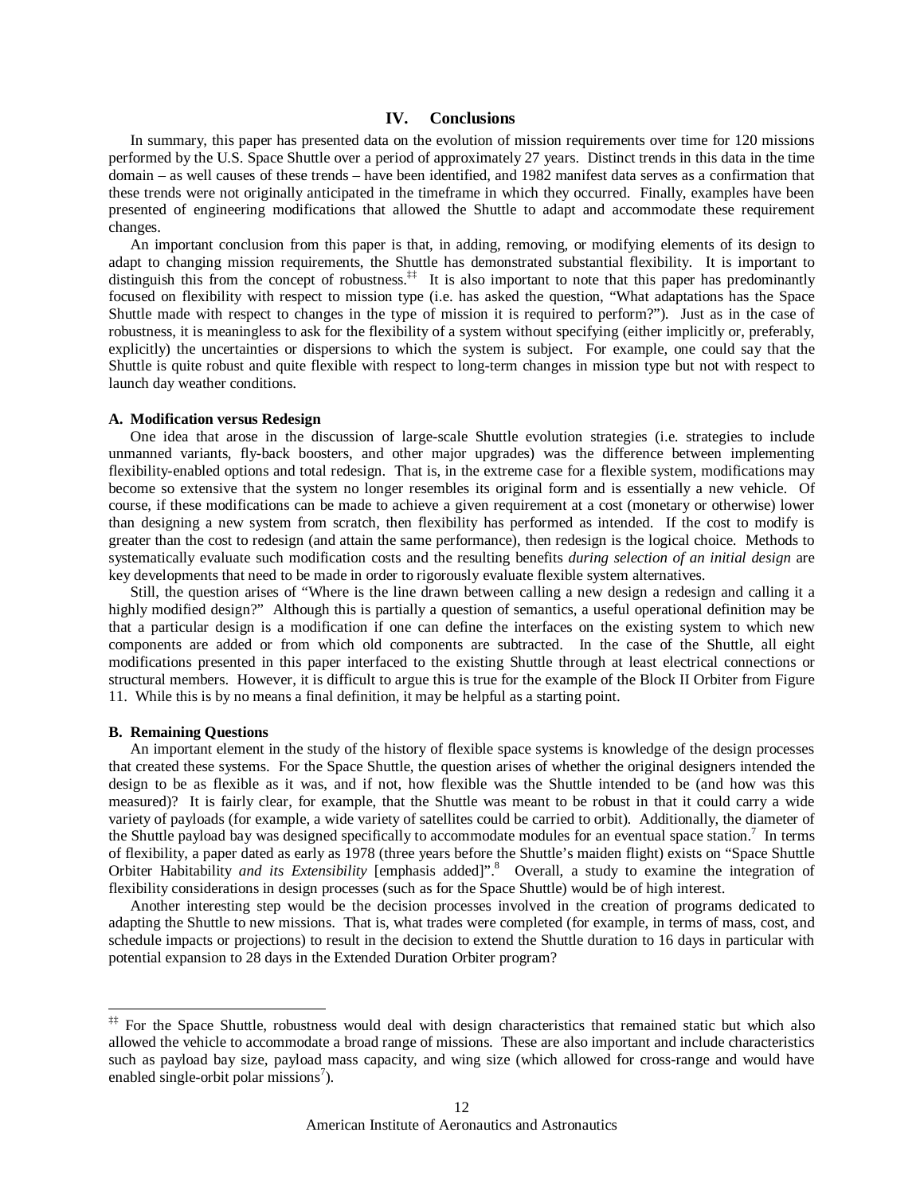## IV. Conclusions

In summary, this paper has presented data on the evolution of mission requirements over time for 120 missions performed by the U.S. Space Shuttle over a period of approximately 27 years. Distinct trends in this data in the time domain – as well causes of these trends – have been identified, and 1982 manifest data serves as a confirmation that these trends were not originally anticipated in the timeframe in which they occurred. Finally, examples have been presented of engineering modifications that allowed the Shuttle to adapt and accommodate these requirement changes.

An important conclusion from this paper is that, in adding, removing, or modifying elements of its design to adapt to changing mission requirements, the Shuttle has demonstrated substantial flexibility. It is important to distinguish this from the concept of robustness.[‡‡] It is also important to note that this paper has predominantly focused on flexibility with respect to mission type (i.e. has asked the question, "What adaptations has the Space Shuttle made with respect to changes in the type of mission it is required to perform?"). Just as in the case of robustness, it is meaningless to ask for the flexibility of a system without specifying (either implicitly or, preferably, explicitly) the uncertainties or dispersions to which the system is subject. For example, one could say that the Shuttle is quite robust and quite flexible with respect to long-term changes in mission type but not with respect to launch day weather conditions.

### A. Modification versus Redesign

One idea that arose in the discussion of large-scale Shuttle evolution strategies (i.e. strategies to include unmanned variants, fly-back boosters, and other major upgrades) was the difference between implementing flexibility-enabled options and total redesign. That is, in the extreme case for a flexible system, modifications may become so extensive that the system no longer resembles its original form and is essentially a new vehicle. Of course, if these modifications can be made to achieve a given requirement at a cost (monetary or otherwise) lower than designing a new system from scratch, then flexibility has performed as intended. If the cost to modify is greater than the cost to redesign (and attain the same performance), then redesign is the logical choice. Methods to systematically evaluate such modification costs and the resulting benefits *during selection of an initial design* are key developments that need to be made in order to rigorously evaluate flexible system alternatives.

Still, the question arises of "Where is the line drawn between calling a new design a redesign and calling it a highly modified design?" Although this is partially a question of semantics, a useful operational definition may be that a particular design is a modification if one can define the interfaces on the existing system to which new components are added or from which old components are subtracted. In the case of the Shuttle, all eight modifications presented in this paper interfaced to the existing Shuttle through at least electrical connections or structural members. However, it is difficult to argue this is true for the example of the Block II Orbiter from Figure 11. While this is by no means a final definition, it may be helpful as a starting point.

### B. Remaining Questions

An important element in the study of the history of flexible space systems is knowledge of the design processes that created these systems. For the Space Shuttle, the question arises of whether the original designers intended the design to be as flexible as it was, and if not, how flexible was the Shuttle intended to be (and how was this measured)? It is fairly clear, for example, that the Shuttle was meant to be robust in that it could carry a wide variety of payloads (for example, a wide variety of satellites could be carried to orbit). Additionally, the diameter of the Shuttle payload bay was designed specifically to accommodate modules for an eventual space station.[7] In terms of flexibility, a paper dated as early as 1978 (three years before the Shuttle's maiden flight) exists on "Space Shuttle Orbiter Habitability *and its Extensibility* [emphasis added]".[8] Overall, a study to examine the integration of flexibility considerations in design processes (such as for the Space Shuttle) would be of high interest.

Another interesting step would be the decision processes involved in the creation of programs dedicated to adapting the Shuttle to new missions. That is, what trades were completed (for example, in terms of mass, cost, and schedule impacts or projections) to result in the decision to extend the Shuttle duration to 16 days in particular with potential expansion to 28 days in the Extended Duration Orbiter program?

---

[‡‡] For the Space Shuttle, robustness would deal with design characteristics that remained static but which also allowed the vehicle to accommodate a broad range of missions. These are also important and include characteristics such as payload bay size, payload mass capacity, and wing size (which allowed for cross-range and would have enabled single-orbit polar missions[7]).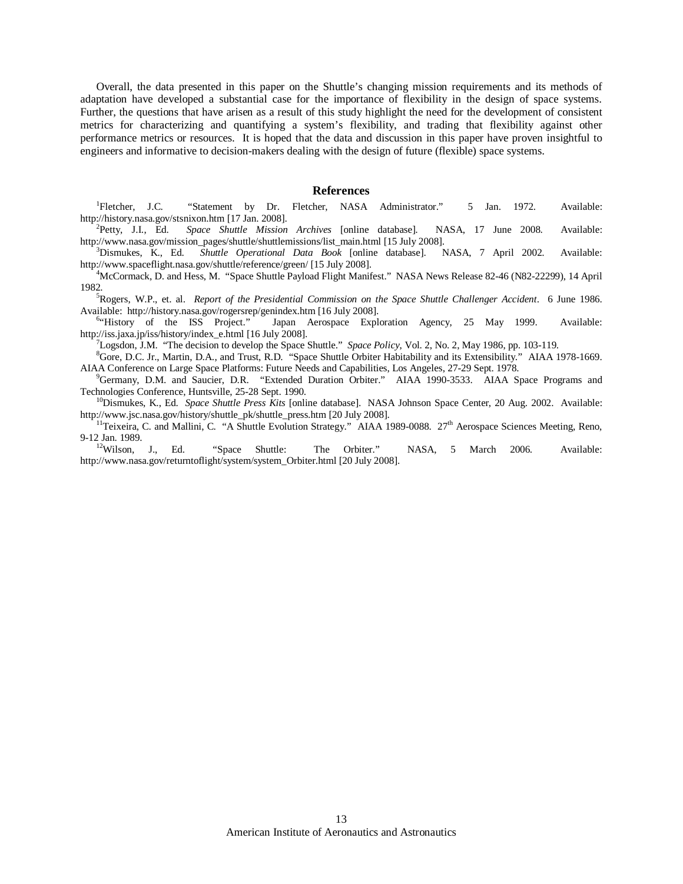Overall, the data presented in this paper on the Shuttle's changing mission requirements and its methods of adaptation have developed a substantial case for the importance of flexibility in the design of space systems. Further, the questions that have arisen as a result of this study highlight the need for the development of consistent metrics for characterizing and quantifying a system's flexibility, and trading that flexibility against other performance metrics or resources. It is hoped that the data and discussion in this paper have proven insightful to engineers and informative to decision-makers dealing with the design of future (flexible) space systems.

## References

[1] Fletcher, J.C. "Statement by Dr. Fletcher, NASA Administrator." 5 Jan. 1972. Available: http://history.nasa.gov/stsnixon.htm [17 Jan. 2008].

[2] Petty, J.I., Ed. *Space Shuttle Mission Archives* [online database]. NASA, 17 June 2008. Available: http://www.nasa.gov/mission_pages/shuttle/shuttlemissions/list_main.html [15 July 2008].

[3] Dismukes, K., Ed. *Shuttle Operational Data Book* [online database]. NASA, 7 April 2002. Available: http://www.spaceflight.nasa.gov/shuttle/reference/green/ [15 July 2008].

[4] McCormack, D. and Hess, M. "Space Shuttle Payload Flight Manifest." NASA News Release 82-46 (N82-22299), 14 April 1982.

[5] Rogers, W.P., et. al. *Report of the Presidential Commission on the Space Shuttle Challenger Accident*. 6 June 1986. Available: http://history.nasa.gov/rogersrep/genindex.htm [16 July 2008].

[6] "History of the ISS Project." Japan Aerospace Exploration Agency, 25 May 1999. Available: http://iss.jaxa.jp/iss/history/index_e.html [16 July 2008].

[7] Logsdon, J.M. "The decision to develop the Space Shuttle." *Space Policy*, Vol. 2, No. 2, May 1986, pp. 103-119.

[8] Gore, D.C. Jr., Martin, D.A., and Trust, R.D. "Space Shuttle Orbiter Habitability and its Extensibility." AIAA 1978-1669. AIAA Conference on Large Space Platforms: Future Needs and Capabilities, Los Angeles, 27-29 Sept. 1978.

[9] Germany, D.M. and Saucier, D.R. "Extended Duration Orbiter." AIAA 1990-3533. AIAA Space Programs and Technologies Conference, Huntsville, 25-28 Sept. 1990.

[10] Dismukes, K., Ed. *Space Shuttle Press Kits* [online database]. NASA Johnson Space Center, 20 Aug. 2002. Available: http://www.jsc.nasa.gov/history/shuttle_pk/shuttle_press.htm [20 July 2008].

[11] Teixeira, C. and Mallini, C. "A Shuttle Evolution Strategy." AIAA 1989-0088. 27th Aerospace Sciences Meeting, Reno, 9-12 Jan. 1989.

[12] Wilson, J., Ed. "Space Shuttle: The Orbiter." NASA, 5 March 2006. Available: http://www.nasa.gov/returntoflight/system/system_Orbiter.html [20 July 2008].